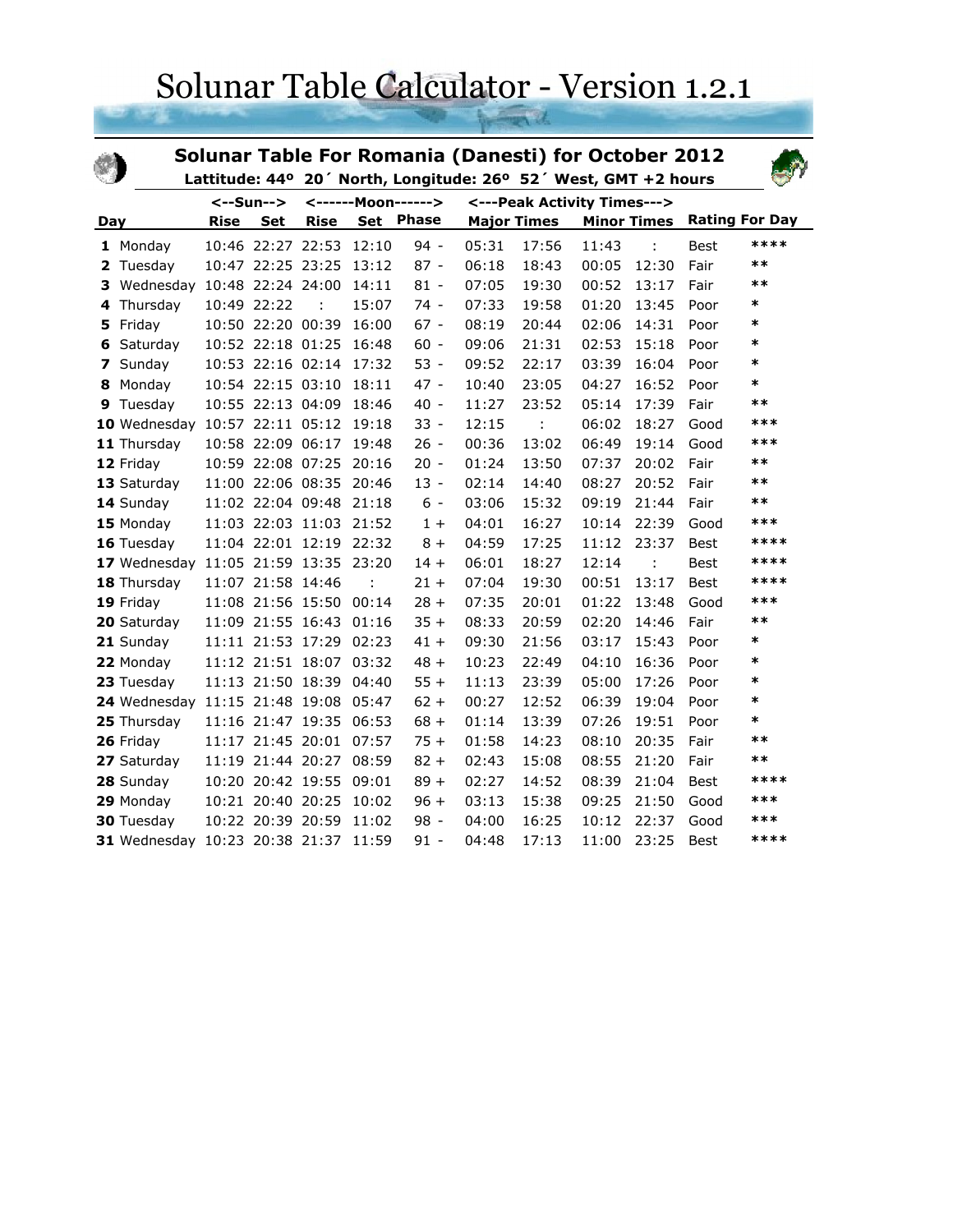# Solunar Table Calculator - Version 1.2.1

## Solunar Table For Romania (Danesti) for October 2012

**Lattitude: 44º 20´ North, Longitude: 26º 52´ West, GMT +2 hours**

| Day | | <--Sun--> | | <------Moon------> | | | <---Peak Activity Times---> | | | | Rating For Day | |
|---|---|---|---|---|---|---|---|---|---|---|---|---|
| | | Rise | Set | Rise | Set | Phase | Major Times | | Minor Times | | | |
| **1** | Monday | 10:46 | 22:27 | 22:53 | 12:10 | 94 - | 05:31 | 17:56 | 11:43 | : | Best | **** |
| **2** | Tuesday | 10:47 | 22:25 | 23:25 | 13:12 | 87 - | 06:18 | 18:43 | 00:05 | 12:30 | Fair | ** |
| **3** | Wednesday | 10:48 | 22:24 | 24:00 | 14:11 | 81 - | 07:05 | 19:30 | 00:52 | 13:17 | Fair | ** |
| **4** | Thursday | 10:49 | 22:22 | : | 15:07 | 74 - | 07:33 | 19:58 | 01:20 | 13:45 | Poor | * |
| **5** | Friday | 10:50 | 22:20 | 00:39 | 16:00 | 67 - | 08:19 | 20:44 | 02:06 | 14:31 | Poor | * |
| **6** | Saturday | 10:52 | 22:18 | 01:25 | 16:48 | 60 - | 09:06 | 21:31 | 02:53 | 15:18 | Poor | * |
| **7** | Sunday | 10:53 | 22:16 | 02:14 | 17:32 | 53 - | 09:52 | 22:17 | 03:39 | 16:04 | Poor | * |
| **8** | Monday | 10:54 | 22:15 | 03:10 | 18:11 | 47 - | 10:40 | 23:05 | 04:27 | 16:52 | Poor | * |
| **9** | Tuesday | 10:55 | 22:13 | 04:09 | 18:46 | 40 - | 11:27 | 23:52 | 05:14 | 17:39 | Fair | ** |
| **10** | Wednesday | 10:57 | 22:11 | 05:12 | 19:18 | 33 - | 12:15 | : | 06:02 | 18:27 | Good | *** |
| **11** | Thursday | 10:58 | 22:09 | 06:17 | 19:48 | 26 - | 00:36 | 13:02 | 06:49 | 19:14 | Good | *** |
| **12** | Friday | 10:59 | 22:08 | 07:25 | 20:16 | 20 - | 01:24 | 13:50 | 07:37 | 20:02 | Fair | ** |
| **13** | Saturday | 11:00 | 22:06 | 08:35 | 20:46 | 13 - | 02:14 | 14:40 | 08:27 | 20:52 | Fair | ** |
| **14** | Sunday | 11:02 | 22:04 | 09:48 | 21:18 | 6 - | 03:06 | 15:32 | 09:19 | 21:44 | Fair | ** |
| **15** | Monday | 11:03 | 22:03 | 11:03 | 21:52 | 1 + | 04:01 | 16:27 | 10:14 | 22:39 | Good | *** |
| **16** | Tuesday | 11:04 | 22:01 | 12:19 | 22:32 | 8 + | 04:59 | 17:25 | 11:12 | 23:37 | Best | **** |
| **17** | Wednesday | 11:05 | 21:59 | 13:35 | 23:20 | 14 + | 06:01 | 18:27 | 12:14 | : | Best | **** |
| **18** | Thursday | 11:07 | 21:58 | 14:46 | : | 21 + | 07:04 | 19:30 | 00:51 | 13:17 | Best | **** |
| **19** | Friday | 11:08 | 21:56 | 15:50 | 00:14 | 28 + | 07:35 | 20:01 | 01:22 | 13:48 | Good | *** |
| **20** | Saturday | 11:09 | 21:55 | 16:43 | 01:16 | 35 + | 08:33 | 20:59 | 02:20 | 14:46 | Fair | ** |
| **21** | Sunday | 11:11 | 21:53 | 17:29 | 02:23 | 41 + | 09:30 | 21:56 | 03:17 | 15:43 | Poor | * |
| **22** | Monday | 11:12 | 21:51 | 18:07 | 03:32 | 48 + | 10:23 | 22:49 | 04:10 | 16:36 | Poor | * |
| **23** | Tuesday | 11:13 | 21:50 | 18:39 | 04:40 | 55 + | 11:13 | 23:39 | 05:00 | 17:26 | Poor | * |
| **24** | Wednesday | 11:15 | 21:48 | 19:08 | 05:47 | 62 + | 00:27 | 12:52 | 06:39 | 19:04 | Poor | * |
| **25** | Thursday | 11:16 | 21:47 | 19:35 | 06:53 | 68 + | 01:14 | 13:39 | 07:26 | 19:51 | Poor | * |
| **26** | Friday | 11:17 | 21:45 | 20:01 | 07:57 | 75 + | 01:58 | 14:23 | 08:10 | 20:35 | Fair | ** |
| **27** | Saturday | 11:19 | 21:44 | 20:27 | 08:59 | 82 + | 02:43 | 15:08 | 08:55 | 21:20 | Fair | ** |
| **28** | Sunday | 10:20 | 20:42 | 19:55 | 09:01 | 89 + | 02:27 | 14:52 | 08:39 | 21:04 | Best | **** |
| **29** | Monday | 10:21 | 20:40 | 20:25 | 10:02 | 96 + | 03:13 | 15:38 | 09:25 | 21:50 | Good | *** |
| **30** | Tuesday | 10:22 | 20:39 | 20:59 | 11:02 | 98 - | 04:00 | 16:25 | 10:12 | 22:37 | Good | *** |
| **31** | Wednesday | 10:23 | 20:38 | 21:37 | 11:59 | 91 - | 04:48 | 17:13 | 11:00 | 23:25 | Best | **** |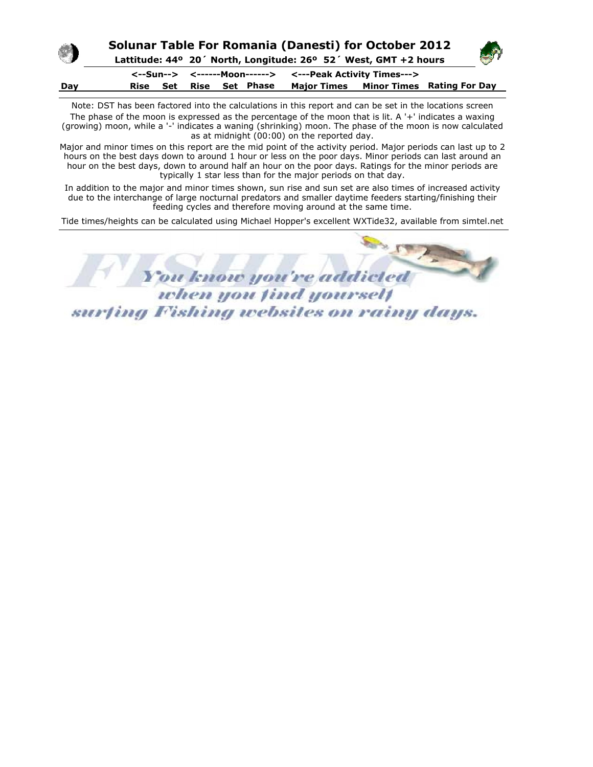# Solunar Table For Romania (Danesti) for October 2012

**Lattitude: 44º 20´ North, Longitude: 26º 52´ West, GMT +2 hours**

| | <--Sun--> | | <------Moon------> | | | <---Peak Activity Times---> | | |
|---|---|---|---|---|---|---|---|---|
| **Day** | **Rise** | **Set** | **Rise** | **Set** | **Phase** | **Major Times** | **Minor Times** | **Rating For Day** |

Note: DST has been factored into the calculations in this report and can be set in the locations screen

The phase of the moon is expressed as the percentage of the moon that is lit. A '+' indicates a waxing (growing) moon, while a '-' indicates a waning (shrinking) moon. The phase of the moon is now calculated as at midnight (00:00) on the reported day.

Major and minor times on this report are the mid point of the activity period. Major periods can last up to 2 hours on the best days down to around 1 hour or less on the poor days. Minor periods can last around an hour on the best days, down to around half an hour on the poor days. Ratings for the minor periods are typically 1 star less than for the major periods on that day.

In addition to the major and minor times shown, sun rise and sun set are also times of increased activity due to the interchange of large nocturnal predators and smaller daytime feeders starting/finishing their feeding cycles and therefore moving around at the same time.

Tide times/heights can be calculated using Michael Hopper's excellent WXTide32, available from simtel.net

FISHING

*You know you're addicted when you find yourself surfing Fishing websites on rainy days.*